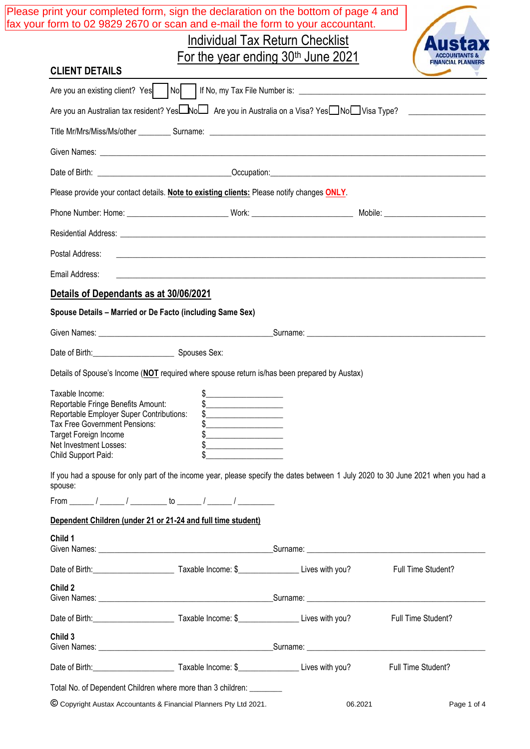Please print your completed form, sign the declaration on the bottom of page 4 and fax your form to 02 9829 2670 or scan and e-mail the form to your accountant.

# Individual Tax Return Checklist
# For the year ending 30th June 2021

Austax ACCOUNTANTS & FINANCIAL PLANNERS

## CLIENT DETAILS

Are you an existing client? Yes ☐ No ☐ If No, my Tax File Number is: ______________________

Are you an Australian tax resident? Yes ☐ No ☐ Are you in Australia on a Visa? Yes ☐ No ☐ Visa Type? ______________

Title Mr/Mrs/Miss/Ms/other ________ Surname: ______________________

Given Names: ______________________

Date of Birth: ______________________ Occupation: ______________________

Please provide your contact details. **Note to existing clients:** Please notify changes **ONLY**.

Phone Number: Home: ______________ Work: ______________ Mobile: ______________

Residential Address: ______________________

Postal Address: ______________________

Email Address: ______________________

## Details of Dependants as at 30/06/2021

**Spouse Details – Married or De Facto (including Same Sex)**

Given Names: ______________________ Surname: ______________________

Date of Birth: ______________ Spouses Sex:

Details of Spouse's Income (**NOT** required where spouse return is/has been prepared by Austax)

| | |
|---|---|
| Taxable Income: | $______________ |
| Reportable Fringe Benefits Amount: | $______________ |
| Reportable Employer Super Contributions: | $______________ |
| Tax Free Government Pensions: | $______________ |
| Target Foreign Income | $______________ |
| Net Investment Losses: | $______________ |
| Child Support Paid: | $______________ |

If you had a spouse for only part of the income year, please specify the dates between 1 July 2020 to 30 June 2021 when you had a spouse:

From ______ / ______ / ________ to ______ / ______ / ________

**Dependent Children (under 21 or 21-24 and full time student)**

**Child 1**
Given Names: ______________________ Surname: ______________________

Date of Birth: ______________ Taxable Income: $______________ Lives with you? Full Time Student?

**Child 2**
Given Names: ______________________ Surname: ______________________

Date of Birth: ______________ Taxable Income: $______________ Lives with you? Full Time Student?

**Child 3**
Given Names: ______________________ Surname: ______________________

Date of Birth: ______________ Taxable Income: $______________ Lives with you? Full Time Student?

Total No. of Dependent Children where more than 3 children: ________

© Copyright Austax Accountants & Financial Planners Pty Ltd 2021. 06.2021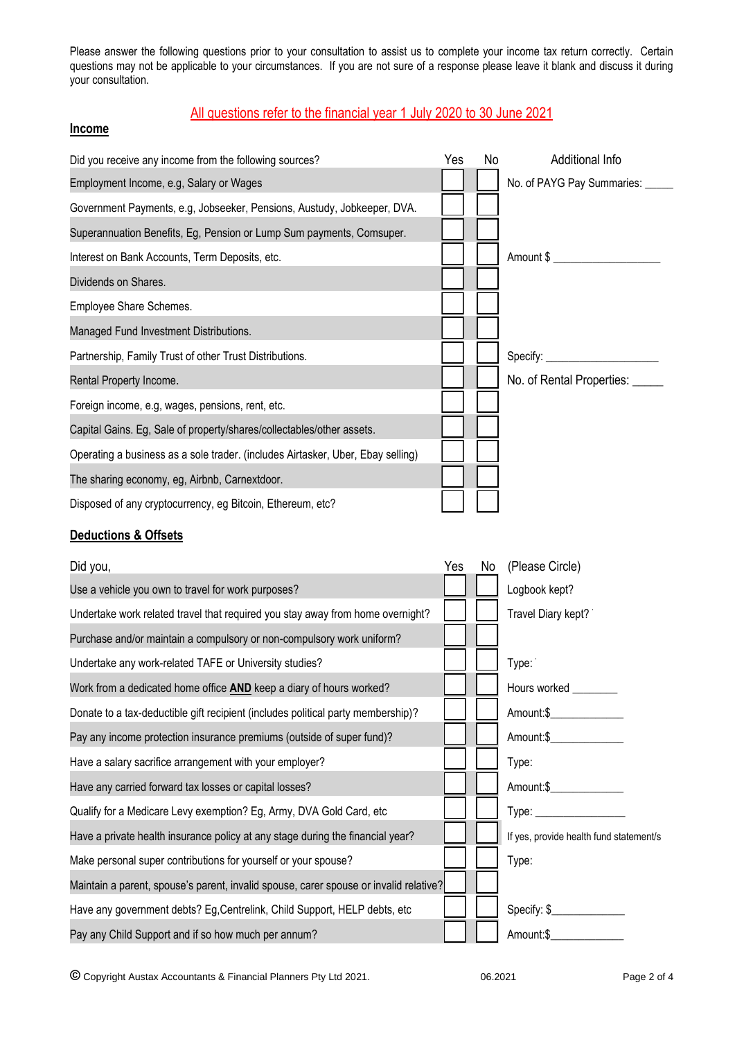Please answer the following questions prior to your consultation to assist us to complete your income tax return correctly. Certain questions may not be applicable to your circumstances. If you are not sure of a response please leave it blank and discuss it during your consultation.

All questions refer to the financial year 1 July 2020 to 30 June 2021

## Income

| Did you receive any income from the following sources? | Yes | No | Additional Info |
|---|---|---|---|
| Employment Income, e.g, Salary or Wages | ☐ | ☐ | No. of PAYG Pay Summaries: _____ |
| Government Payments, e.g, Jobseeker, Pensions, Austudy, Jobkeeper, DVA. | ☐ | ☐ | |
| Superannuation Benefits, Eg, Pension or Lump Sum payments, Comsuper. | ☐ | ☐ | |
| Interest on Bank Accounts, Term Deposits, etc. | ☐ | ☐ | Amount $ __________________ |
| Dividends on Shares. | ☐ | ☐ | |
| Employee Share Schemes. | ☐ | ☐ | |
| Managed Fund Investment Distributions. | ☐ | ☐ | |
| Partnership, Family Trust of other Trust Distributions. | ☐ | ☐ | Specify: ___________________ |
| Rental Property Income. | ☐ | ☐ | No. of Rental Properties: _____ |
| Foreign income, e.g, wages, pensions, rent, etc. | ☐ | ☐ | |
| Capital Gains. Eg, Sale of property/shares/collectables/other assets. | ☐ | ☐ | |
| Operating a business as a sole trader. (includes Airtasker, Uber, Ebay selling) | ☐ | ☐ | |
| The sharing economy, eg, Airbnb, Carnextdoor. | ☐ | ☐ | |
| Disposed of any cryptocurrency, eg Bitcoin, Ethereum, etc? | ☐ | ☐ | |

## Deductions & Offsets

| Did you, | Yes | No | (Please Circle) |
|---|---|---|---|
| Use a vehicle you own to travel for work purposes? | ☐ | ☐ | Logbook kept? |
| Undertake work related travel that required you stay away from home overnight? | ☐ | ☐ | Travel Diary kept? |
| Purchase and/or maintain a compulsory or non-compulsory work uniform? | ☐ | ☐ | |
| Undertake any work-related TAFE or University studies? | ☐ | ☐ | Type: |
| Work from a dedicated home office **AND** keep a diary of hours worked? | ☐ | ☐ | Hours worked _______ |
| Donate to a tax-deductible gift recipient (includes political party membership)? | ☐ | ☐ | Amount:$____________ |
| Pay any income protection insurance premiums (outside of super fund)? | ☐ | ☐ | Amount:$____________ |
| Have a salary sacrifice arrangement with your employer? | ☐ | ☐ | Type: |
| Have any carried forward tax losses or capital losses? | ☐ | ☐ | Amount:$____________ |
| Qualify for a Medicare Levy exemption? Eg, Army, DVA Gold Card, etc | ☐ | ☐ | Type: _______________ |
| Have a private health insurance policy at any stage during the financial year? | ☐ | ☐ | If yes, provide health fund statement/s |
| Make personal super contributions for yourself or your spouse? | ☐ | ☐ | Type: |
| Maintain a parent, spouse's parent, invalid spouse, carer spouse or invalid relative? | ☐ | ☐ | |
| Have any government debts? Eg,Centrelink, Child Support, HELP debts, etc | ☐ | ☐ | Specify: $____________ |
| Pay any Child Support and if so how much per annum? | ☐ | ☐ | Amount:$____________ |

© Copyright Austax Accountants & Financial Planners Pty Ltd 2021. 06.2021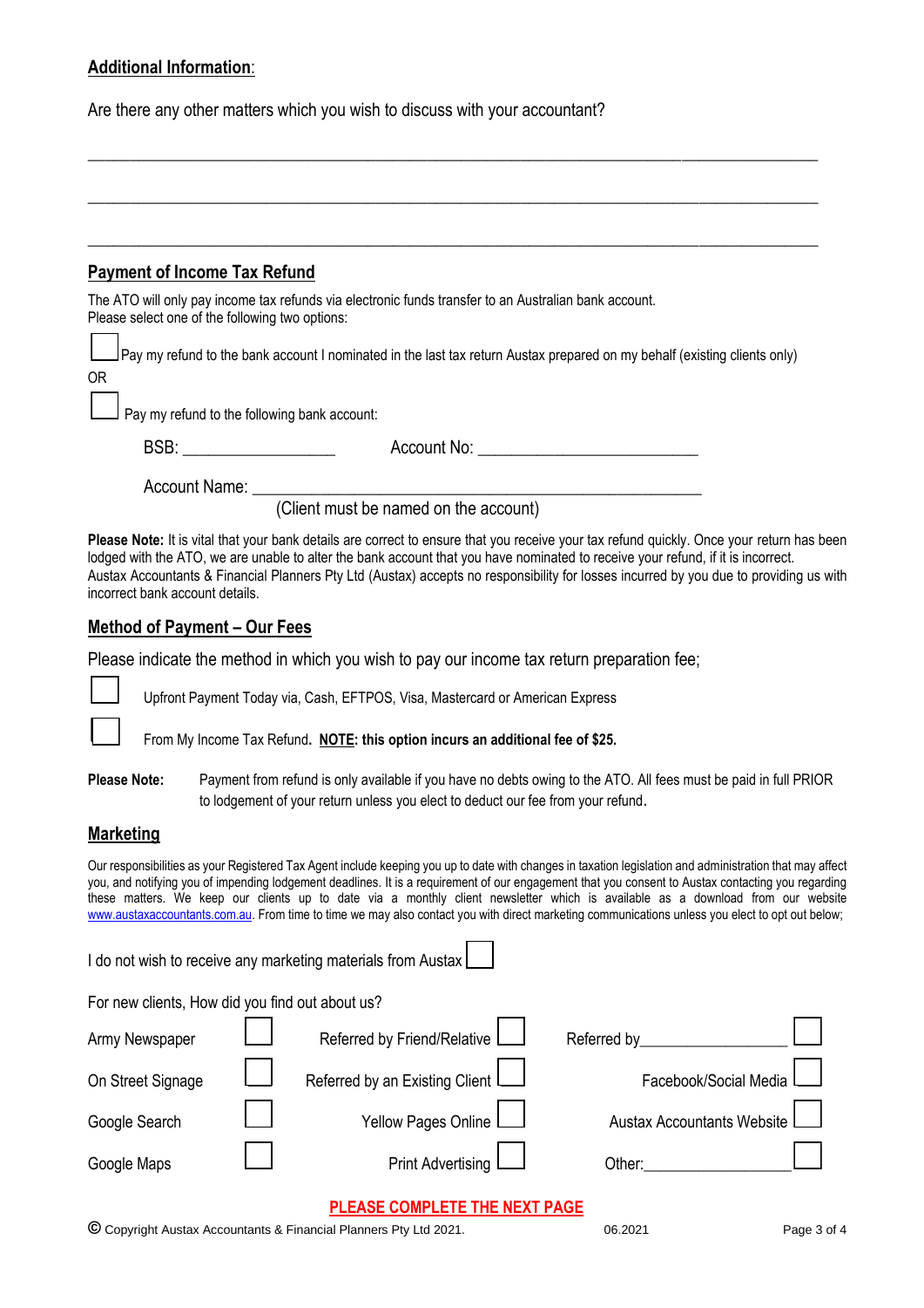## Additional Information:

Are there any other matters which you wish to discuss with your accountant?

\_\_\_\_\_\_\_\_\_\_\_\_\_\_\_\_\_\_\_\_\_\_\_\_\_\_\_\_\_\_\_\_\_\_\_\_\_\_\_\_\_\_\_\_\_\_\_\_\_\_\_\_\_\_\_\_\_\_\_\_\_\_\_\_\_\_\_\_\_\_\_\_\_\_\_\_

\_\_\_\_\_\_\_\_\_\_\_\_\_\_\_\_\_\_\_\_\_\_\_\_\_\_\_\_\_\_\_\_\_\_\_\_\_\_\_\_\_\_\_\_\_\_\_\_\_\_\_\_\_\_\_\_\_\_\_\_\_\_\_\_\_\_\_\_\_\_\_\_\_\_\_\_

\_\_\_\_\_\_\_\_\_\_\_\_\_\_\_\_\_\_\_\_\_\_\_\_\_\_\_\_\_\_\_\_\_\_\_\_\_\_\_\_\_\_\_\_\_\_\_\_\_\_\_\_\_\_\_\_\_\_\_\_\_\_\_\_\_\_\_\_\_\_\_\_\_\_\_\_

## Payment of Income Tax Refund

The ATO will only pay income tax refunds via electronic funds transfer to an Australian bank account.
Please select one of the following two options:

☐ Pay my refund to the bank account I nominated in the last tax return Austax prepared on my behalf (existing clients only)

OR

☐ Pay my refund to the following bank account:

BSB: \_\_\_\_\_\_\_\_\_\_\_\_\_\_\_\_\_ Account No: \_\_\_\_\_\_\_\_\_\_\_\_\_\_\_\_\_\_\_\_\_\_\_\_\_

Account Name: \_\_\_\_\_\_\_\_\_\_\_\_\_\_\_\_\_\_\_\_\_\_\_\_\_\_\_\_\_\_\_\_\_\_\_\_\_\_\_\_\_\_\_\_\_\_\_\_\_\_\_\_
(Client must be named on the account)

**Please Note:** It is vital that your bank details are correct to ensure that you receive your tax refund quickly. Once your return has been lodged with the ATO, we are unable to alter the bank account that you have nominated to receive your refund, if it is incorrect. Austax Accountants & Financial Planners Pty Ltd (Austax) accepts no responsibility for losses incurred by you due to providing us with incorrect bank account details.

## Method of Payment – Our Fees

Please indicate the method in which you wish to pay our income tax return preparation fee;

☐ Upfront Payment Today via, Cash, EFTPOS, Visa, Mastercard or American Express

☐ From My Income Tax Refund**. NOTE: this option incurs an additional fee of $25.**

**Please Note:** Payment from refund is only available if you have no debts owing to the ATO. All fees must be paid in full PRIOR to lodgement of your return unless you elect to deduct our fee from your refund.

## Marketing

Our responsibilities as your Registered Tax Agent include keeping you up to date with changes in taxation legislation and administration that may affect you, and notifying you of impending lodgement deadlines. It is a requirement of our engagement that you consent to Austax contacting you regarding these matters. We keep our clients up to date via a monthly client newsletter which is available as a download from our website www.austaxaccountants.com.au. From time to time we may also contact you with direct marketing communications unless you elect to opt out below;

I do not wish to receive any marketing materials from Austax ☐

For new clients, How did you find out about us?

| | | | | | |
|---|---|---|---|---|---|
| Army Newspaper | ☐ | Referred by Friend/Relative | ☐ | Referred by\_\_\_\_\_\_\_\_\_\_\_\_\_\_\_\_\_ | ☐ |
| On Street Signage | ☐ | Referred by an Existing Client | ☐ | Facebook/Social Media | ☐ |
| Google Search | ☐ | Yellow Pages Online | ☐ | Austax Accountants Website | ☐ |
| Google Maps | ☐ | Print Advertising | ☐ | Other:\_\_\_\_\_\_\_\_\_\_\_\_\_\_\_\_\_ | ☐ |

**PLEASE COMPLETE THE NEXT PAGE**

© Copyright Austax Accountants & Financial Planners Pty Ltd 2021. 06.2021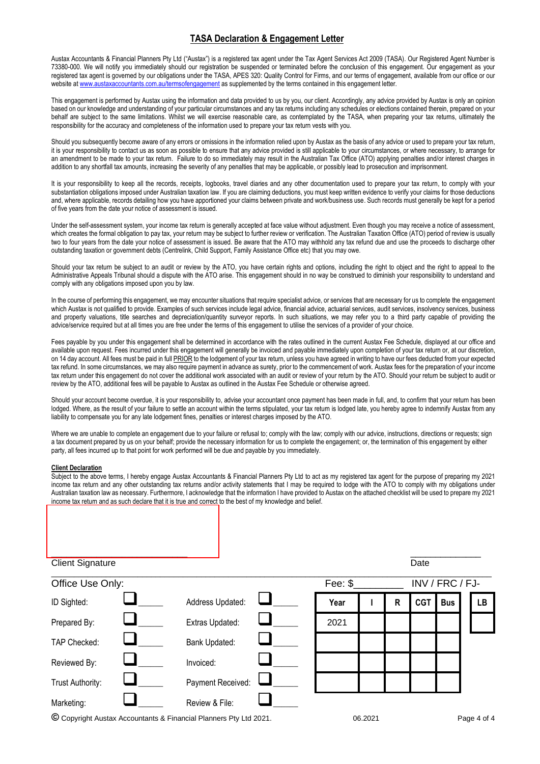# TASA Declaration & Engagement Letter

Austax Accountants & Financial Planners Pty Ltd ("Austax") is a registered tax agent under the Tax Agent Services Act 2009 (TASA). Our Registered Agent Number is 73380-000. We will notify you immediately should our registration be suspended or terminated before the conclusion of this engagement. Our engagement as your registered tax agent is governed by our obligations under the TASA, APES 320: Quality Control for Firms, and our terms of engagement, available from our office or our website at www.austaxaccountants.com.au/termsofengagement as supplemented by the terms contained in this engagement letter.

This engagement is performed by Austax using the information and data provided to us by you, our client. Accordingly, any advice provided by Austax is only an opinion based on our knowledge and understanding of your particular circumstances and any tax returns including any schedules or elections contained therein, prepared on your behalf are subject to the same limitations. Whilst we will exercise reasonable care, as contemplated by the TASA, when preparing your tax returns, ultimately the responsibility for the accuracy and completeness of the information used to prepare your tax return vests with you.

Should you subsequently become aware of any errors or omissions in the information relied upon by Austax as the basis of any advice or used to prepare your tax return, it is your responsibility to contact us as soon as possible to ensure that any advice provided is still applicable to your circumstances, or where necessary, to arrange for an amendment to be made to your tax return. Failure to do so immediately may result in the Australian Tax Office (ATO) applying penalties and/or interest charges in addition to any shortfall tax amounts, increasing the severity of any penalties that may be applicable, or possibly lead to prosecution and imprisonment.

It is your responsibility to keep all the records, receipts, logbooks, travel diaries and any other documentation used to prepare your tax return, to comply with your substantiation obligations imposed under Australian taxation law. If you are claiming deductions, you must keep written evidence to verify your claims for those deductions and, where applicable, records detailing how you have apportioned your claims between private and work/business use. Such records must generally be kept for a period of five years from the date your notice of assessment is issued.

Under the self-assessment system, your income tax return is generally accepted at face value without adjustment. Even though you may receive a notice of assessment, which creates the formal obligation to pay tax, your return may be subject to further review or verification. The Australian Taxation Office (ATO) period of review is usually two to four years from the date your notice of assessment is issued. Be aware that the ATO may withhold any tax refund due and use the proceeds to discharge other outstanding taxation or government debts (Centrelink, Child Support, Family Assistance Office etc) that you may owe.

Should your tax return be subject to an audit or review by the ATO, you have certain rights and options, including the right to object and the right to appeal to the Administrative Appeals Tribunal should a dispute with the ATO arise. This engagement should in no way be construed to diminish your responsibility to understand and comply with any obligations imposed upon you by law.

In the course of performing this engagement, we may encounter situations that require specialist advice, or services that are necessary for us to complete the engagement which Austax is not qualified to provide. Examples of such services include legal advice, financial advice, actuarial services, audit services, insolvency services, business and property valuations, title searches and depreciation/quantity surveyor reports. In such situations, we may refer you to a third party capable of providing the advice/service required but at all times you are free under the terms of this engagement to utilise the services of a provider of your choice.

Fees payable by you under this engagement shall be determined in accordance with the rates outlined in the current Austax Fee Schedule, displayed at our office and available upon request. Fees incurred under this engagement will generally be invoiced and payable immediately upon completion of your tax return or, at our discretion, on 14 day account. All fees must be paid in full PRIOR to the lodgement of your tax return, unless you have agreed in writing to have our fees deducted from your expected tax refund. In some circumstances, we may also require payment in advance as surety, prior to the commencement of work. Austax fees for the preparation of your income tax return under this engagement do not cover the additional work associated with an audit or review of your return by the ATO. Should your return be subject to audit or review by the ATO, additional fees will be payable to Austax as outlined in the Austax Fee Schedule or otherwise agreed.

Should your account become overdue, it is your responsibility to, advise your accountant once payment has been made in full, and, to confirm that your return has been lodged. Where, as the result of your failure to settle an account within the terms stipulated, your tax return is lodged late, you hereby agree to indemnify Austax from any liability to compensate you for any late lodgement fines, penalties or interest charges imposed by the ATO.

Where we are unable to complete an engagement due to your failure or refusal to; comply with the law; comply with our advice, instructions, directions or requests; sign a tax document prepared by us on your behalf; provide the necessary information for us to complete the engagement; or, the termination of this engagement by either party, all fees incurred up to that point for work performed will be due and payable by you immediately.

**Client Declaration**

Subject to the above terms, I hereby engage Austax Accountants & Financial Planners Pty Ltd to act as my registered tax agent for the purpose of preparing my 2021 income tax return and any other outstanding tax returns and/or activity statements that I may be required to lodge with the ATO to comply with my obligations under Australian taxation law as necessary. Furthermore, I acknowledge that the information I have provided to Austax on the attached checklist will be used to prepare my 2021 income tax return and as such declare that it is true and correct to the best of my knowledge and belief.

\_\_\_\_\_\_\_\_\_\_\_\_\_\_\_\_\_\_\_\_\_\_\_\_\_\_\_\_ \_\_\_\_\_\_\_\_\_\_\_\_\_\_\_

Client Signature Date

Office Use Only: Fee: $\_\_\_\_\_\_\_\_\_ INV / FRC / FJ-

| | | | |
|---|---|---|---|
| ID Sighted: | ☐ \_\_\_\_\_ | Address Updated: | ☐ \_\_\_\_\_ |
| Prepared By: | ☐ \_\_\_\_\_ | Extras Updated: | ☐ \_\_\_\_\_ |
| TAP Checked: | ☐ \_\_\_\_\_ | Bank Updated: | ☐ \_\_\_\_\_ |
| Reviewed By: | ☐ \_\_\_\_\_ | Invoiced: | ☐ \_\_\_\_\_ |
| Trust Authority: | ☐ \_\_\_\_\_ | Payment Received: | ☐ \_\_\_\_\_ |
| Marketing: | ☐ \_\_\_\_\_ | Review & File: | ☐ \_\_\_\_\_ |

| Year | I | R | CGT | Bus | LB |
|---|---|---|---|---|---|
| 2021 | | | | | |
| | | | | | |
| | | | | | |
| | | | | | |

© Copyright Austax Accountants & Financial Planners Pty Ltd 2021. 06.2021